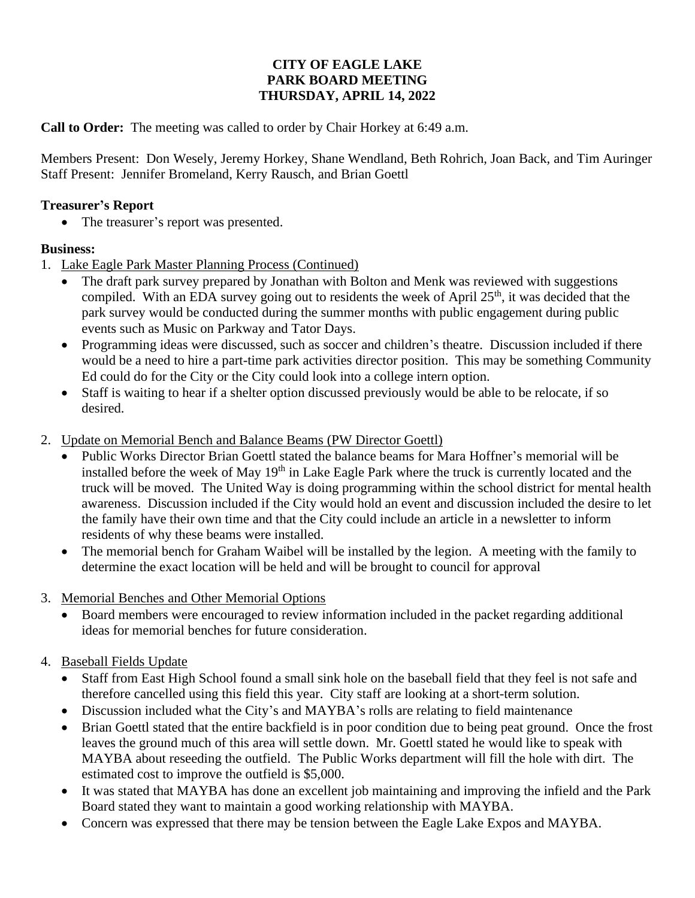**CITY OF EAGLE LAKE**
**PARK BOARD MEETING**
**THURSDAY, APRIL 14, 2022**

**Call to Order:** The meeting was called to order by Chair Horkey at 6:49 a.m.

Members Present: Don Wesely, Jeremy Horkey, Shane Wendland, Beth Rohrich, Joan Back, and Tim Auringer
Staff Present: Jennifer Bromeland, Kerry Rausch, and Brian Goettl

**Treasurer's Report**

- The treasurer's report was presented.

**Business:**

1. Lake Eagle Park Master Planning Process (Continued)
   - The draft park survey prepared by Jonathan with Bolton and Menk was reviewed with suggestions compiled. With an EDA survey going out to residents the week of April 25th, it was decided that the park survey would be conducted during the summer months with public engagement during public events such as Music on Parkway and Tator Days.
   - Programming ideas were discussed, such as soccer and children's theatre. Discussion included if there would be a need to hire a part-time park activities director position. This may be something Community Ed could do for the City or the City could look into a college intern option.
   - Staff is waiting to hear if a shelter option discussed previously would be able to be relocate, if so desired.

2. Update on Memorial Bench and Balance Beams (PW Director Goettl)
   - Public Works Director Brian Goettl stated the balance beams for Mara Hoffner's memorial will be installed before the week of May 19th in Lake Eagle Park where the truck is currently located and the truck will be moved. The United Way is doing programming within the school district for mental health awareness. Discussion included if the City would hold an event and discussion included the desire to let the family have their own time and that the City could include an article in a newsletter to inform residents of why these beams were installed.
   - The memorial bench for Graham Waibel will be installed by the legion. A meeting with the family to determine the exact location will be held and will be brought to council for approval

3. Memorial Benches and Other Memorial Options
   - Board members were encouraged to review information included in the packet regarding additional ideas for memorial benches for future consideration.

4. Baseball Fields Update
   - Staff from East High School found a small sink hole on the baseball field that they feel is not safe and therefore cancelled using this field this year. City staff are looking at a short-term solution.
   - Discussion included what the City's and MAYBA's rolls are relating to field maintenance
   - Brian Goettl stated that the entire backfield is in poor condition due to being peat ground. Once the frost leaves the ground much of this area will settle down. Mr. Goettl stated he would like to speak with MAYBA about reseeding the outfield. The Public Works department will fill the hole with dirt. The estimated cost to improve the outfield is $5,000.
   - It was stated that MAYBA has done an excellent job maintaining and improving the infield and the Park Board stated they want to maintain a good working relationship with MAYBA.
   - Concern was expressed that there may be tension between the Eagle Lake Expos and MAYBA.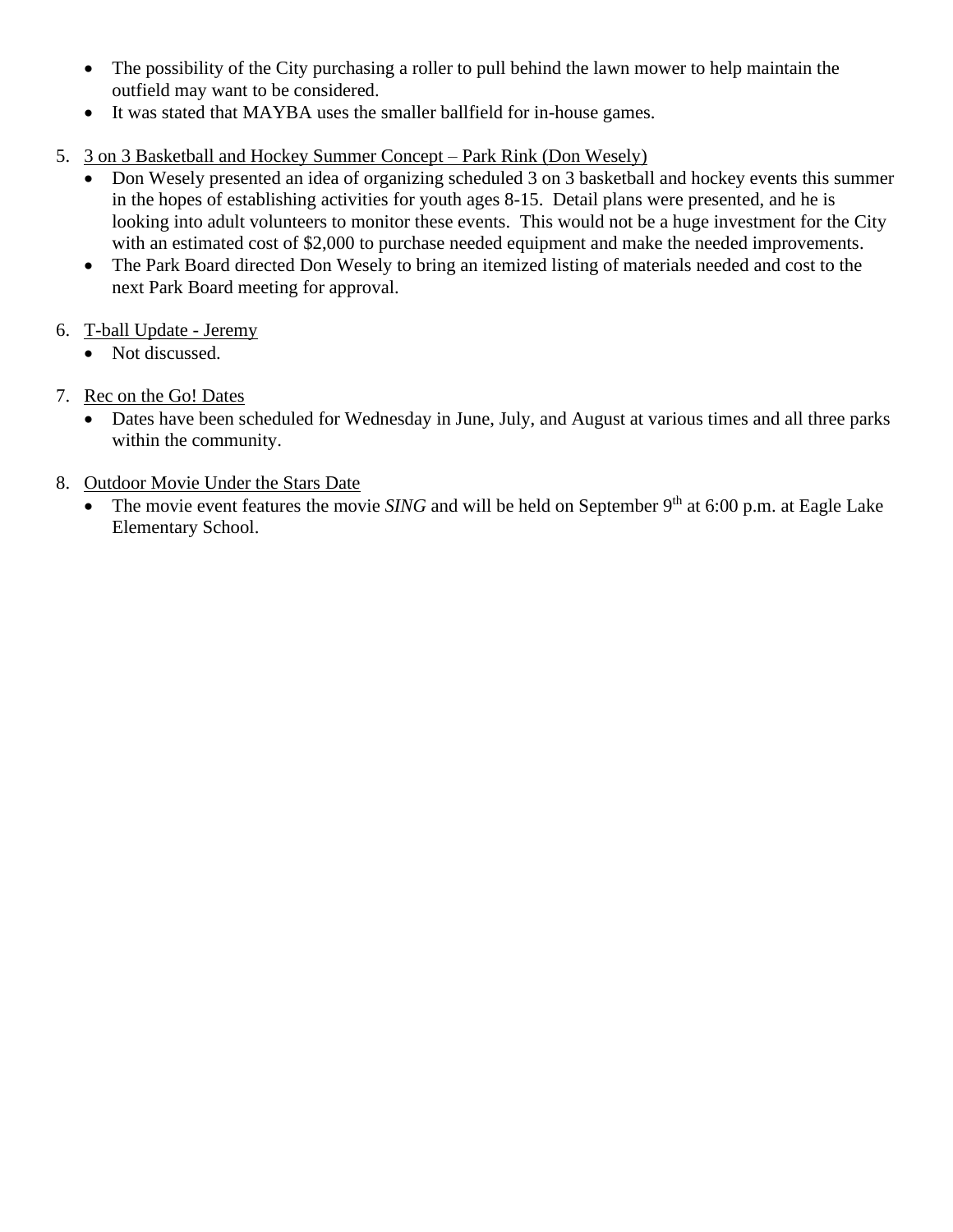- The possibility of the City purchasing a roller to pull behind the lawn mower to help maintain the outfield may want to be considered.
- It was stated that MAYBA uses the smaller ballfield for in-house games.

5. <u>3 on 3 Basketball and Hockey Summer Concept – Park Rink (Don Wesely)</u>
   - Don Wesely presented an idea of organizing scheduled 3 on 3 basketball and hockey events this summer in the hopes of establishing activities for youth ages 8-15. Detail plans were presented, and he is looking into adult volunteers to monitor these events. This would not be a huge investment for the City with an estimated cost of $2,000 to purchase needed equipment and make the needed improvements.
   - The Park Board directed Don Wesely to bring an itemized listing of materials needed and cost to the next Park Board meeting for approval.

6. <u>T-ball Update - Jeremy</u>
   - Not discussed.

7. <u>Rec on the Go! Dates</u>
   - Dates have been scheduled for Wednesday in June, July, and August at various times and all three parks within the community.

8. <u>Outdoor Movie Under the Stars Date</u>
   - The movie event features the movie *SING* and will be held on September 9th at 6:00 p.m. at Eagle Lake Elementary School.